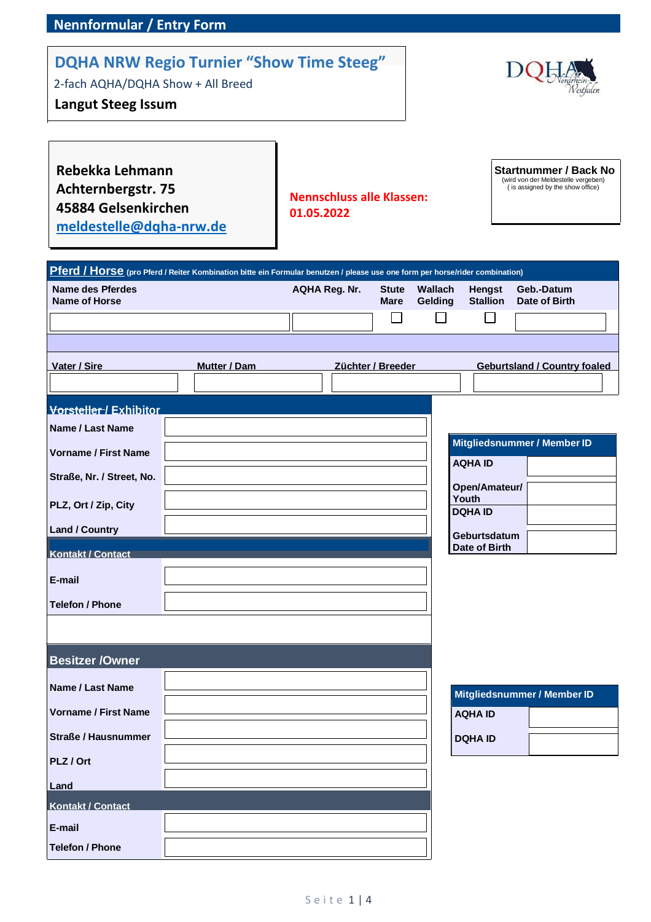## Nennformular / Entry Form

# DQHA NRW Regio Turnier "Show Time Steeg"

2-fach AQHA/DQHA Show + All Breed

**Langut Steeg Issum**

**Rebekka Lehmann**
**Achternbergstr. 75**
**45884 Gelsenkirchen**
**meldestelle@dqha-nrw.de**

**Nennschluss alle Klassen: 01.05.2022**

| **Startnummer / Back No** (wird von der Meldestelle vergeben) ( is assigned by the show office) |
|---|
| |

## Pferd / Horse (pro Pferd / Reiter Kombination bitte ein Formular benutzen / please use one form per horse/rider combination)

| Name des Pferdes / Name of Horse | AQHA Reg. Nr. | Stute / Mare | Wallach / Gelding | Hengst / Stallion | Geb.-Datum / Date of Birth |
|---|---|---|---|---|---|
| | | ☐ | ☐ | ☐ | |

| Vater / Sire | Mutter / Dam | Züchter / Breeder | Geburtsland / Country foaled |
|---|---|---|---|
| | | | |

## Vorsteller / Exhibitor

| | |
|---|---|
| Name / Last Name | |
| Vorname / First Name | |
| Straße, Nr. / Street, No. | |
| PLZ, Ort / Zip, City | |
| Land / Country | |
| **Kontakt / Contact** | |
| E-mail | |
| Telefon / Phone | |

| Mitgliedsnummer / Member ID | |
|---|---|
| AQHA ID | |
| Open/Amateur/ Youth | |
| DQHA ID | |
| Geburtsdatum Date of Birth | |

## Besitzer /Owner

| | |
|---|---|
| Name / Last Name | |
| Vorname / First Name | |
| Straße / Hausnummer | |
| PLZ / Ort | |
| Land | |
| **Kontakt / Contact** | |
| E-mail | |
| Telefon / Phone | |

| Mitgliedsnummer / Member ID | |
|---|---|
| AQHA ID | |
| DQHA ID | |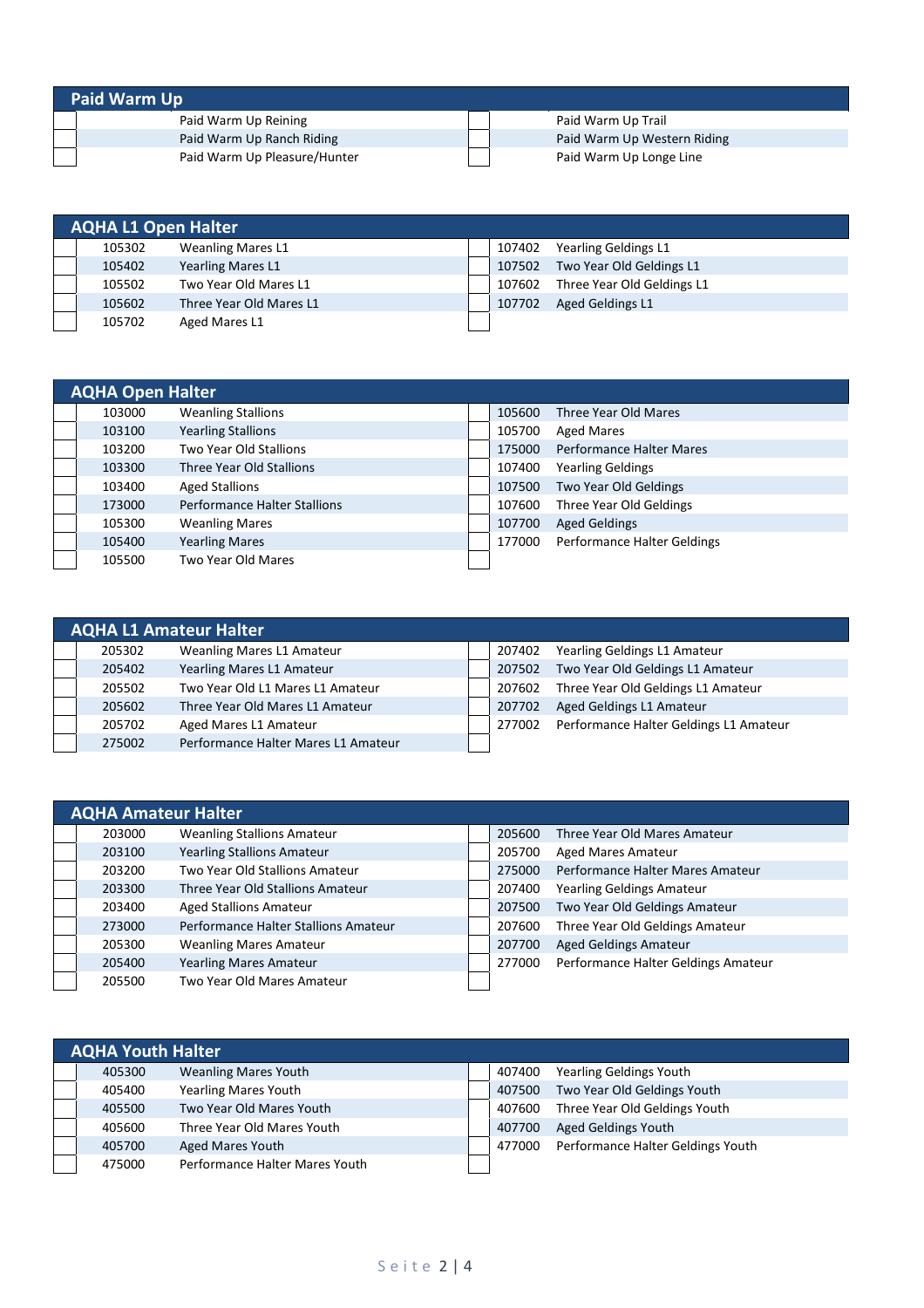## Paid Warm Up

| | | | | | |
|---|---|---|---|---|---|
| | | Paid Warm Up Reining | | | Paid Warm Up Trail |
| | | Paid Warm Up Ranch Riding | | | Paid Warm Up Western Riding |
| | | Paid Warm Up Pleasure/Hunter | | | Paid Warm Up Longe Line |

## AQHA L1 Open Halter

| | | | | | |
|---|---|---|---|---|---|
| | 105302 | Weanling Mares L1 | | 107402 | Yearling Geldings L1 |
| | 105402 | Yearling Mares L1 | | 107502 | Two Year Old Geldings L1 |
| | 105502 | Two Year Old Mares L1 | | 107602 | Three Year Old Geldings L1 |
| | 105602 | Three Year Old Mares L1 | | 107702 | Aged Geldings L1 |
| | 105702 | Aged Mares L1 | | | |

## AQHA Open Halter

| | | | | | |
|---|---|---|---|---|---|
| | 103000 | Weanling Stallions | | 105600 | Three Year Old Mares |
| | 103100 | Yearling Stallions | | 105700 | Aged Mares |
| | 103200 | Two Year Old Stallions | | 175000 | Performance Halter Mares |
| | 103300 | Three Year Old Stallions | | 107400 | Yearling Geldings |
| | 103400 | Aged Stallions | | 107500 | Two Year Old Geldings |
| | 173000 | Performance Halter Stallions | | 107600 | Three Year Old Geldings |
| | 105300 | Weanling Mares | | 107700 | Aged Geldings |
| | 105400 | Yearling Mares | | 177000 | Performance Halter Geldings |
| | 105500 | Two Year Old Mares | | | |

## AQHA L1 Amateur Halter

| | | | | | |
|---|---|---|---|---|---|
| | 205302 | Weanling Mares L1 Amateur | | 207402 | Yearling Geldings L1 Amateur |
| | 205402 | Yearling Mares L1 Amateur | | 207502 | Two Year Old Geldings L1 Amateur |
| | 205502 | Two Year Old L1 Mares L1 Amateur | | 207602 | Three Year Old Geldings L1 Amateur |
| | 205602 | Three Year Old Mares L1 Amateur | | 207702 | Aged Geldings L1 Amateur |
| | 205702 | Aged Mares L1 Amateur | | 277002 | Performance Halter Geldings L1 Amateur |
| | 275002 | Performance Halter Mares L1 Amateur | | | |

## AQHA Amateur Halter

| | | | | | |
|---|---|---|---|---|---|
| | 203000 | Weanling Stallions Amateur | | 205600 | Three Year Old Mares Amateur |
| | 203100 | Yearling Stallions Amateur | | 205700 | Aged Mares Amateur |
| | 203200 | Two Year Old Stallions Amateur | | 275000 | Performance Halter Mares Amateur |
| | 203300 | Three Year Old Stallions Amateur | | 207400 | Yearling Geldings Amateur |
| | 203400 | Aged Stallions Amateur | | 207500 | Two Year Old Geldings Amateur |
| | 273000 | Performance Halter Stallions Amateur | | 207600 | Three Year Old Geldings Amateur |
| | 205300 | Weanling Mares Amateur | | 207700 | Aged Geldings Amateur |
| | 205400 | Yearling Mares Amateur | | 277000 | Performance Halter Geldings Amateur |
| | 205500 | Two Year Old Mares Amateur | | | |

## AQHA Youth Halter

| | | | | | |
|---|---|---|---|---|---|
| | 405300 | Weanling Mares Youth | | 407400 | Yearling Geldings Youth |
| | 405400 | Yearling Mares Youth | | 407500 | Two Year Old Geldings Youth |
| | 405500 | Two Year Old Mares Youth | | 407600 | Three Year Old Geldings Youth |
| | 405600 | Three Year Old Mares Youth | | 407700 | Aged Geldings Youth |
| | 405700 | Aged Mares Youth | | 477000 | Performance Halter Geldings Youth |
| | 475000 | Performance Halter Mares Youth | | | |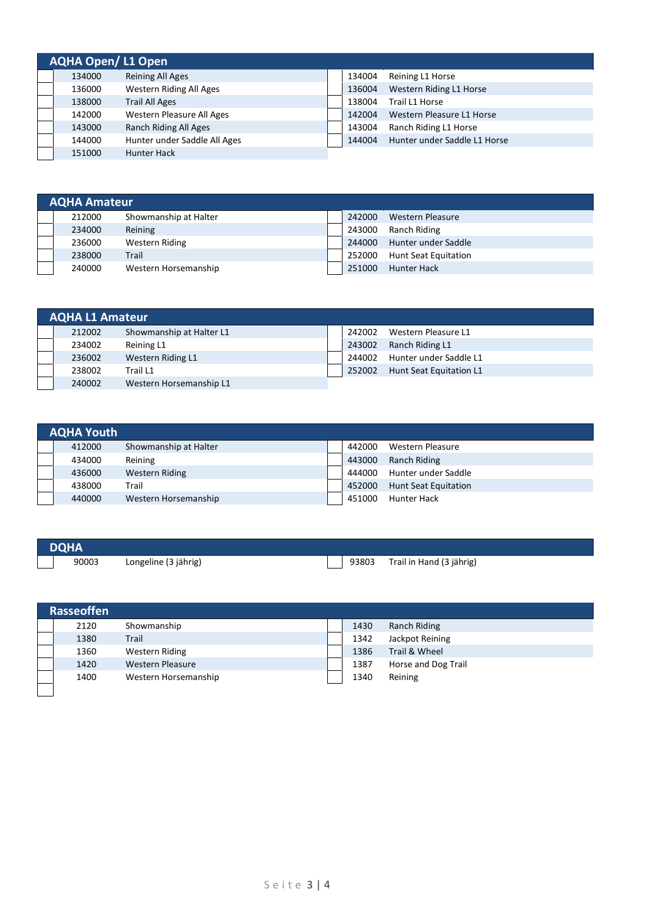## AQHA Open/ L1 Open

| | | | | | |
|---|---|---|---|---|---|
| | 134000 | Reining All Ages | | 134004 | Reining L1 Horse |
| | 136000 | Western Riding All Ages | | 136004 | Western Riding L1 Horse |
| | 138000 | Trail All Ages | | 138004 | Trail L1 Horse |
| | 142000 | Western Pleasure All Ages | | 142004 | Western Pleasure L1 Horse |
| | 143000 | Ranch Riding All Ages | | 143004 | Ranch Riding L1 Horse |
| | 144000 | Hunter under Saddle All Ages | | 144004 | Hunter under Saddle L1 Horse |
| | 151000 | Hunter Hack | | | |

## AQHA Amateur

| | | | | | |
|---|---|---|---|---|---|
| | 212000 | Showmanship at Halter | | 242000 | Western Pleasure |
| | 234000 | Reining | | 243000 | Ranch Riding |
| | 236000 | Western Riding | | 244000 | Hunter under Saddle |
| | 238000 | Trail | | 252000 | Hunt Seat Equitation |
| | 240000 | Western Horsemanship | | 251000 | Hunter Hack |

## AQHA L1 Amateur

| | | | | | |
|---|---|---|---|---|---|
| | 212002 | Showmanship at Halter L1 | | 242002 | Western Pleasure L1 |
| | 234002 | Reining L1 | | 243002 | Ranch Riding L1 |
| | 236002 | Western Riding L1 | | 244002 | Hunter under Saddle L1 |
| | 238002 | Trail L1 | | 252002 | Hunt Seat Equitation L1 |
| | 240002 | Western Horsemanship L1 | | | |

## AQHA Youth

| | | | | | |
|---|---|---|---|---|---|
| | 412000 | Showmanship at Halter | | 442000 | Western Pleasure |
| | 434000 | Reining | | 443000 | Ranch Riding |
| | 436000 | Western Riding | | 444000 | Hunter under Saddle |
| | 438000 | Trail | | 452000 | Hunt Seat Equitation |
| | 440000 | Western Horsemanship | | 451000 | Hunter Hack |

## DQHA

| | | | | | |
|---|---|---|---|---|---|
| | 90003 | Longeline (3 jährig) | | 93803 | Trail in Hand (3 jährig) |

## Rasseoffen

| | | | | | |
|---|---|---|---|---|---|
| | 2120 | Showmanship | | 1430 | Ranch Riding |
| | 1380 | Trail | | 1342 | Jackpot Reining |
| | 1360 | Western Riding | | 1386 | Trail & Wheel |
| | 1420 | Western Pleasure | | 1387 | Horse and Dog Trail |
| | 1400 | Western Horsemanship | | 1340 | Reining |
| | | | | | |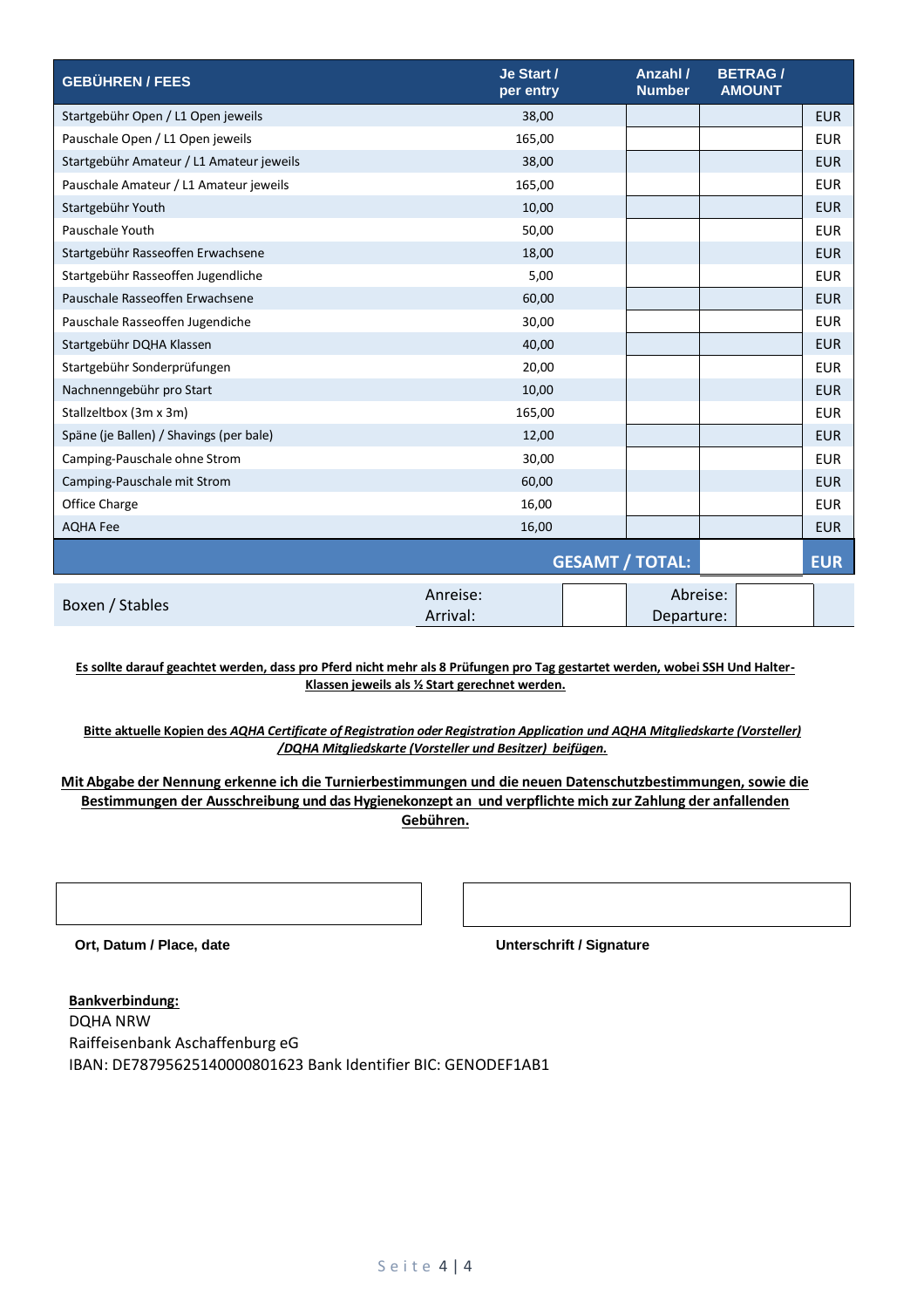| GEBÜHREN / FEES | Je Start / per entry | Anzahl / Number | BETRAG / AMOUNT | |
|---|---|---|---|---|
| Startgebühr Open / L1 Open jeweils | 38,00 | | | EUR |
| Pauschale Open / L1 Open jeweils | 165,00 | | | EUR |
| Startgebühr Amateur / L1 Amateur jeweils | 38,00 | | | EUR |
| Pauschale Amateur / L1 Amateur jeweils | 165,00 | | | EUR |
| Startgebühr Youth | 10,00 | | | EUR |
| Pauschale Youth | 50,00 | | | EUR |
| Startgebühr Rasseoffen Erwachsene | 18,00 | | | EUR |
| Startgebühr Rasseoffen Jugendliche | 5,00 | | | EUR |
| Pauschale Rasseoffen Erwachsene | 60,00 | | | EUR |
| Pauschale Rasseoffen Jugendiche | 30,00 | | | EUR |
| Startgebühr DQHA Klassen | 40,00 | | | EUR |
| Startgebühr Sonderprüfungen | 20,00 | | | EUR |
| Nachnenngebühr pro Start | 10,00 | | | EUR |
| Stallzeltbox (3m x 3m) | 165,00 | | | EUR |
| Späne (je Ballen) / Shavings (per bale) | 12,00 | | | EUR |
| Camping-Pauschale ohne Strom | 30,00 | | | EUR |
| Camping-Pauschale mit Strom | 60,00 | | | EUR |
| Office Charge | 16,00 | | | EUR |
| AQHA Fee | 16,00 | | | EUR |
| | | **GESAMT / TOTAL:** | | **EUR** |

| | | | | |
|---|---|---|---|---|
| Boxen / Stables | Anreise: Arrival: | | Abreise: Departure: | |

**Es sollte darauf geachtet werden, dass pro Pferd nicht mehr als 8 Prüfungen pro Tag gestartet werden, wobei SSH Und Halter-Klassen jeweils als ½ Start gerechnet werden.**

**Bitte aktuelle Kopien des *AQHA Certificate of Registration oder Registration Application und AQHA Mitgliedskarte (Vorsteller) /DQHA Mitgliedskarte (Vorsteller und Besitzer) beifügen.***

**Mit Abgabe der Nennung erkenne ich die Turnierbestimmungen und die neuen Datenschutzbestimmungen, sowie die Bestimmungen der Ausschreibung und das Hygienekonzept an und verpflichte mich zur Zahlung der anfallenden Gebühren.**

**Ort, Datum / Place, date**

**Unterschrift / Signature**

**Bankverbindung:**
DQHA NRW
Raiffeisenbank Aschaffenburg eG
IBAN: DE78795625140000801623 Bank Identifier BIC: GENODEF1AB1